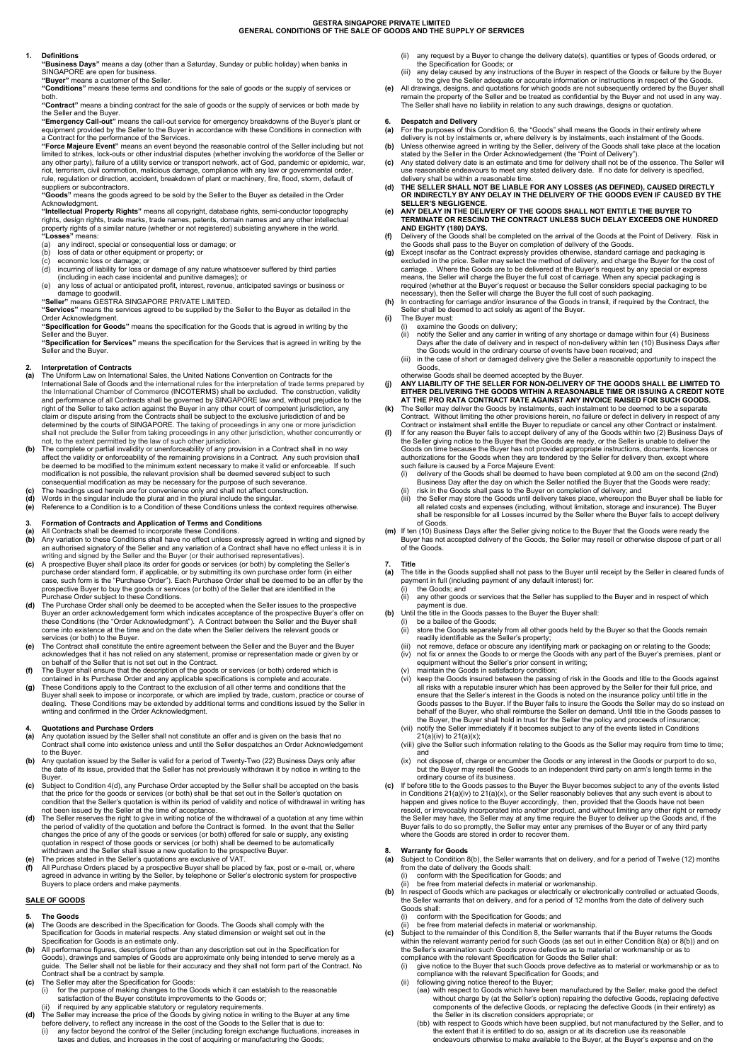# GESTRA SINGAPORE PRIVATE LIMITED
# GENERAL CONDITIONS OF THE SALE OF GOODS AND THE SUPPLY OF SERVICES

## 1. Definitions

**"Business Days"** means a day (other than a Saturday, Sunday or public holiday) when banks in SINGAPORE are open for business.

**"Buyer"** means a customer of the Seller.

**"Conditions"** means these terms and conditions for the sale of goods or the supply of services or both.

**"Contract"** means a binding contract for the sale of goods or the supply of services or both made by the Seller and the Buyer.

**"Emergency Call-out"** means the call-out service for emergency breakdowns of the Buyer's plant or equipment provided by the Seller to the Buyer in accordance with these Conditions in connection with a Contract for the performance of the Services.

**"Force Majeure Event"** means an event beyond the reasonable control of the Seller including but not limited to strikes, lock-outs or other industrial disputes (whether involving the workforce of the Seller or any other party), failure of a utility service or transport network, act of God, pandemic or epidemic, war, riot, terrorism, civil commotion, malicious damage, compliance with any law or governmental order, rule, regulation or direction, accident, breakdown of plant or machinery, fire, flood, storm, default of suppliers or subcontractors.

**"Goods"** means the goods agreed to be sold by the Seller to the Buyer as detailed in the Order Acknowledgment.

**"Intellectual Property Rights"** means all copyright, database rights, semi-conductor topography rights, design rights, trade marks, trade names, patents, domain names and any other intellectual property rights of a similar nature (whether or not registered) subsisting anywhere in the world.

**"Losses"** means:

(a) any indirect, special or consequential loss or damage; or
(b) loss of data or other equipment or property; or
(c) economic loss or damage; or
(d) incurring of liability for loss or damage of any nature whatsoever suffered by third parties (including in each case incidental and punitive damages); or
(e) any loss of actual or anticipated profit, interest, revenue, anticipated savings or business or damage to goodwill.

**"Seller"** means GESTRA SINGAPORE PRIVATE LIMITED.

**"Services"** means the services agreed to be supplied by the Seller to the Buyer as detailed in the Order Acknowledgment.

**"Specification for Goods"** means the specification for the Goods that is agreed in writing by the Seller and the Buyer.

**"Specification for Services"** means the specification for the Services that is agreed in writing by the Seller and the Buyer.

## 2. Interpretation of Contracts

**(a)** The Uniform Law on International Sales, the United Nations Convention on Contracts for the International Sale of Goods and the international rules for the interpretation of trade terms prepared by the International Chamber of Commerce (INCOTERMS) shall be excluded. The construction, validity and performance of all Contracts shall be governed by SINGAPORE law and, without prejudice to the right of the Seller to take action against the Buyer in any other court of competent jurisdiction, any claim or dispute arising from the Contracts shall be subject to the exclusive jurisdiction of and be determined by the courts of SINGAPORE. The taking of proceedings in any one or more jurisdiction shall not preclude the Seller from taking proceedings in any other jurisdiction, whether concurrently or not, to the extent permitted by the law of such other jurisdiction.

**(b)** The complete or partial invalidity or unenforceability of any provision in a Contract shall in no way affect the validity or enforceability of the remaining provisions in a Contract. Any such provision shall be deemed to be modified to the minimum extent necessary to make it valid or enforceable. If such modification is not possible, the relevant provision shall be deemed severed subject to such consequential modification as may be necessary for the purpose of such severance.

**(c)** The headings used herein are for convenience only and shall not affect construction.

**(d)** Words in the singular include the plural and in the plural include the singular.

**(e)** Reference to a Condition is to a Condition of these Conditions unless the context requires otherwise.

## 3. Formation of Contracts and Application of Terms and Conditions

**(a)** All Contracts shall be deemed to incorporate these Conditions.

**(b)** Any variation to these Conditions shall have no effect unless expressly agreed in writing and signed by an authorised signatory of the Seller and any variation of a Contract shall have no effect unless it is in writing and signed by the Seller and the Buyer (or their authorised representatives).

**(c)** A prospective Buyer shall place its order for goods or services (or both) by completing the Seller's purchase order standard form, if applicable, or by submitting its own purchase order form (in either case, such form is the "Purchase Order"). Each Purchase Order shall be deemed to be an offer by the prospective Buyer to buy the goods or services (or both) of the Seller that are identified in the Purchase Order subject to these Conditions.

**(d)** The Purchase Order shall only be deemed to be accepted when the Seller issues to the prospective Buyer an order acknowledgement form which indicates acceptance of the prospective Buyer's offer on these Conditions (the "Order Acknowledgment"). A Contract between the Seller and the Buyer shall come into existence at the time and on the date when the Seller delivers the relevant goods or services (or both) to the Buyer.

**(e)** The Contract shall constitute the entire agreement between the Seller and the Buyer and the Buyer acknowledges that it has not relied on any statement, promise or representation made or given by or on behalf of the Seller that is not set out in the Contract.

**(f)** The Buyer shall ensure that the description of the goods or services (or both) ordered which is contained in its Purchase Order and any applicable specifications is complete and accurate.

**(g)** These Conditions apply to the Contract to the exclusion of all other terms and conditions that the Buyer shall seek to impose or incorporate, or which are implied by trade, custom, practice or course of dealing. These Conditions may be extended by additional terms and conditions issued by the Seller in writing and confirmed in the Order Acknowledgment.

## 4. Quotations and Purchase Orders

**(a)** Any quotation issued by the Seller shall not constitute an offer and is given on the basis that no Contract shall come into existence unless and until the Seller despatches an Order Acknowledgement to the Buyer.

**(b)** Any quotation issued by the Seller is valid for a period of Twenty-Two (22) Business Days only after the date of its issue, provided that the Seller has not previously withdrawn it by notice in writing to the Buyer.

**(c)** Subject to Condition 4(d), any Purchase Order accepted by the Seller shall be accepted on the basis that the price for the goods or services (or both) shall be that set out in the Seller's quotation on condition that the Seller's quotation is within its period of validity and notice of withdrawal in writing has not been issued by the Seller at the time of acceptance.

**(d)** The Seller reserves the right to give in writing notice of the withdrawal of a quotation at any time within the period of validity of the quotation and before the Contract is formed. In the event that the Seller changes the price of any of the goods or services (or both) offered for sale or supply, any existing quotation in respect of those goods or services (or both) shall be deemed to be automatically withdrawn and the Seller shall issue a new quotation to the prospective Buyer.

**(e)** The prices stated in the Seller's quotations are exclusive of VAT.

**(f)** All Purchase Orders placed by a prospective Buyer shall be placed by fax, post or e-mail, or, where agreed in advance in writing by the Seller, by telephone or Seller's electronic system for prospective Buyers to place orders and make payments.

## SALE OF GOODS

## 5. The Goods

**(a)** The Goods are described in the Specification for Goods. The Goods shall comply with the Specification for Goods in material respects. Any stated dimension or weight set out in the Specification for Goods is an estimate only.

**(b)** All performance figures, descriptions (other than any description set out in the Specification for Goods), drawings and samples of Goods are approximate only being intended to serve merely as a guide. The Seller shall not be liable for their accuracy and they shall not form part of the Contract. No Contract shall be a contract by sample.

**(c)** The Seller may alter the Specification for Goods:

(i) for the purpose of making changes to the Goods which it can establish to the reasonable satisfaction of the Buyer constitute improvements to the Goods or;
(ii) if required by any applicable statutory or regulatory requirements.

**(d)** The Seller may increase the price of the Goods by giving notice in writing to the Buyer at any time before delivery, to reflect any increase in the cost of the Goods to the Seller that is due to:

(i) any factor beyond the control of the Seller (including foreign exchange fluctuations, increases in taxes and duties, and increases in the cost of acquiring or manufacturing the Goods;
(ii) any request by a Buyer to change the delivery date(s), quantities or types of Goods ordered, or the Specification for Goods; or
(iii) any delay caused by any instructions of the Buyer in respect of the Goods or failure by the Buyer to the give the Seller adequate or accurate information or instructions in respect of the Goods.

**(e)** All drawings, designs, and quotations for which goods are not subsequently ordered by the Buyer shall remain the property of the Seller and be treated as confidential by the Buyer and not used in any way. The Seller shall have no liability in relation to any such drawings, designs or quotation.

## 6. Despatch and Delivery

**(a)** For the purposes of this Condition 6, the "Goods" shall mean the Goods in their entirety where delivery is not by instalments, or, where delivery is by instalments, each instalment of the Goods.

**(b)** Unless otherwise agreed in writing by the Seller, delivery of the Goods shall take place at the location stated by the Seller in the Order Acknowledgement (the "Point of Delivery").

**(c)** Any stated delivery date is an estimate and time for delivery shall not be of the essence. The Seller will use reasonable endeavours to meet any stated delivery date. If no date for delivery is specified, delivery shall be within a reasonable time.

**(d) THE SELLER SHALL NOT BE LIABLE FOR ANY LOSSES (AS DEFINED), CAUSED DIRECTLY OR INDIRECTLY BY ANY DELAY IN THE DELIVERY OF THE GOODS EVEN IF CAUSED BY THE SELLER'S NEGLIGENCE.**

**(e) ANY DELAY IN THE DELIVERY OF THE GOODS SHALL NOT ENTITLE THE BUYER TO TERMINATE OR RESCIND THE CONTRACT UNLESS SUCH DELAY EXCEEDS ONE HUNDRED AND EIGHTY (180) DAYS.**

**(f)** Delivery of the Goods shall be completed on the arrival of the Goods at the Point of Delivery. Risk in the Goods shall pass to the Buyer on completion of delivery of the Goods.

**(g)** Except insofar as the Contract expressly provides otherwise, standard carriage and packaging is excluded in the price. Seller may select the method of delivery, and charge the Buyer for the cost of carriage. . Where the Goods are to be delivered at the Buyer's request by any special or express means, the Seller will charge the Buyer the full cost of carriage. When any special packaging is required (whether at the Buyer's request or because the Seller considers special packaging to be necessary), then the Seller will charge the Buyer the full cost of such packaging.

**(h)** In contracting for carriage and/or insurance of the Goods in transit, if required by the Contract, the Seller shall be deemed to act solely as agent of the Buyer.

**(i)** The Buyer must:

(i) examine the Goods on delivery;
(ii) notify the Seller and any carrier in writing of any shortage or damage within four (4) Business Days after the date of delivery and in respect of non-delivery within ten (10) Business Days after the Goods would in the ordinary course of events have been received; and
(iii) in the case of short or damaged delivery give the Seller a reasonable opportunity to inspect the Goods,

otherwise Goods shall be deemed accepted by the Buyer.

**(j) ANY LIABILITY OF THE SELLER FOR NON-DELIVERY OF THE GOODS SHALL BE LIMITED TO EITHER DELIVERING THE GOODS WITHIN A REASONABLE TIME OR ISSUING A CREDIT NOTE AT THE PRO RATA CONTRACT RATE AGAINST ANY INVOICE RAISED FOR SUCH GOODS.**

**(k)** The Seller may deliver the Goods by instalments, each instalment to be deemed to be a separate Contract. Without limiting the other provisions herein, no failure or defect in delivery in respect of any Contract or instalment shall entitle the Buyer to repudiate or cancel any other Contract or instalment.

**(l)** If for any reason the Buyer fails to accept delivery of any of the Goods within two (2) Business Days of the Seller giving notice to the Buyer that the Goods are ready, or the Seller is unable to deliver the Goods on time because the Buyer has not provided appropriate instructions, documents, licences or authorizations for the Goods when they are tendered by the Seller for delivery then, except where such failure is caused by a Force Majeure Event:

(i) delivery of the Goods shall be deemed to have been completed at 9.00 am on the second (2nd) Business Day after the day on which the Seller notified the Buyer that the Goods were ready;
(ii) risk in the Goods shall pass to the Buyer on completion of delivery; and
(iii) the Seller may store the Goods until delivery takes place, whereupon the Buyer shall be liable for all related costs and expenses (including, without limitation, storage and insurance). The Buyer shall be responsible for all Losses incurred by the Seller where the Buyer fails to accept delivery of Goods.

**(m)** If ten (10) Business Days after the Seller giving notice to the Buyer that the Goods were ready the Buyer has not accepted delivery of the Goods, the Seller may resell or otherwise dispose of part or all of the Goods.

## 7. Title

**(a)** The title in the Goods supplied shall not pass to the Buyer until receipt by the Seller in cleared funds of payment in full (including payment of any default interest) for:

(i) the Goods; and
(ii) any other goods or services that the Seller has supplied to the Buyer and in respect of which payment is due.

**(b)** Until the title in the Goods passes to the Buyer the Buyer shall:

(i) be a bailee of the Goods;
(ii) store the Goods separately from all other goods held by the Buyer so that the Goods remain readily identifiable as the Seller's property;
(iii) not remove, deface or obscure any identifying mark or packaging on or relating to the Goods;
(iv) not fix or annex the Goods to or merge the Goods with any part of the Buyer's premises, plant or equipment without the Seller's prior consent in writing;
(v) maintain the Goods in satisfactory condition;
(vi) keep the Goods insured between the passing of risk in the Goods and title to the Goods against all risks with a reputable insurer which has been approved by the Seller for their full price, and ensure that the Seller's interest in the Goods is noted on the insurance policy until title in the Goods passes to the Buyer. If the Buyer fails to insure the Goods the Seller may do so instead on behalf of the Buyer, who shall reimburse the Seller on demand. Until title in the Goods passes to the Buyer, the Buyer shall hold in trust for the Seller the policy and proceeds of insurance;
(vii) notify the Seller immediately if it becomes subject to any of the events listed in Conditions 21(a)(iv) to 21(a)(x);
(viii) give the Seller such information relating to the Goods as the Seller may require from time to time; and
(ix) not dispose of, charge or encumber the Goods or any interest in the Goods or purport to do so, but the Buyer may resell the Goods to an independent third party on arm's length terms in the ordinary course of its business.

**(c)** If before title to the Goods passes to the Buyer the Buyer becomes subject to any of the events listed in Conditions 21(a)(iv) to 21(a)(x), or the Seller reasonably believes that any such event is about to happen and gives notice to the Buyer accordingly, then, provided that the Goods have not been resold, or irrevocably incorporated into another product, and without limiting any other right or remedy the Seller may have, the Seller may at any time require the Buyer to deliver up the Goods and, if the Buyer fails to do so promptly, the Seller may enter any premises of the Buyer or of any third party where the Goods are stored in order to recover them.

## 8. Warranty for Goods

**(a)** Subject to Condition 8(b), the Seller warrants that on delivery, and for a period of Twelve (12) months from the date of delivery the Goods shall:

(i) conform with the Specification for Goods; and
(ii) be free from material defects in material or workmanship.

**(b)** In respect of Goods which are packages or electrically or electronically controlled or actuated Goods, the Seller warrants that on delivery, and for a period of 12 months from the date of delivery such Goods shall:

(i) conform with the Specification for Goods; and
(ii) be free from material defects in material or workmanship.

**(c)** Subject to the remainder of this Condition 8, the Seller warrants that if the Buyer returns the Goods within the relevant warranty period for such Goods (as set out in either Condition 8(a) or 8(b)) and on the Seller's examination such Goods prove defective as to material or workmanship or as to compliance with the relevant Specification for Goods the Seller shall:

(i) give notice to the Buyer that such Goods prove defective as to material or workmanship or as to compliance with the relevant Specification for Goods; and
(ii) following giving notice thereof to the Buyer;
   (aa) with respect to Goods which have been manufactured by the Seller, make good the defect without charge by (at the Seller's option) repairing the defective Goods, replacing defective components of the defective Goods, or replacing the defective Goods (in their entirety) as the Seller in its discretion considers appropriate; or
   (bb) with respect to Goods which have been supplied, but not manufactured by the Seller, and to the extent that it is entitled to do so, assign or at its discretion use its reasonable endeavours otherwise to make available to the Buyer, at the Buyer's expense and on the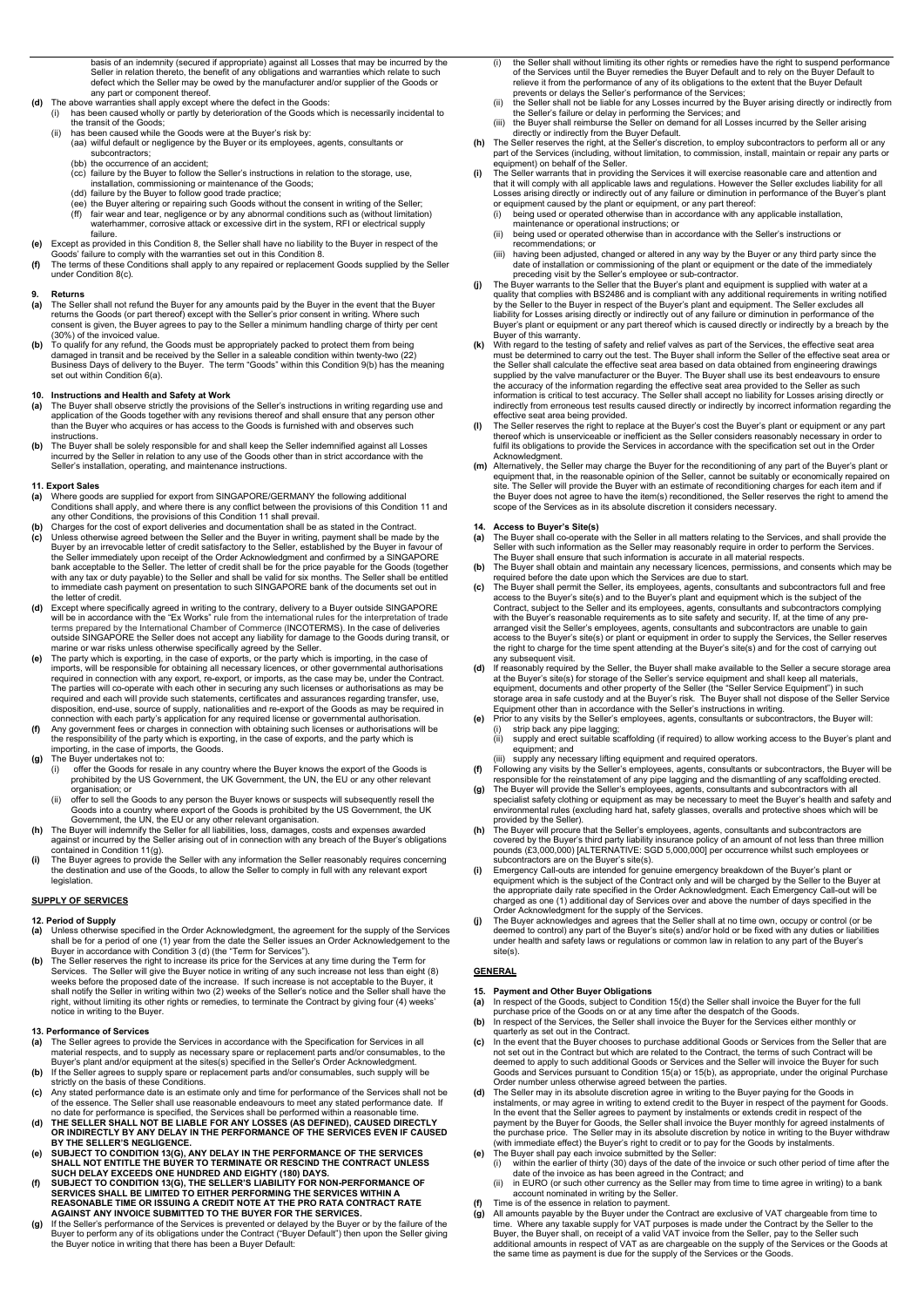basis of an indemnity (secured if appropriate) against all Losses that may be incurred by the Seller in relation thereto, the benefit of any obligations and warranties which relate to such defect which the Seller may be owed by the manufacturer and/or supplier of the Goods or any part or component thereof.

**(d)** The above warranties shall apply except where the defect in the Goods:
- (i) has been caused wholly or partly by deterioration of the Goods which is necessarily incidental to the transit of the Goods;
- (ii) has been caused while the Goods were at the Buyer's risk by:
  - (aa) wilful default or negligence by the Buyer or its employees, agents, consultants or subcontractors;
  - (bb) the occurrence of an accident;
  - (cc) failure by the Buyer to follow the Seller's instructions in relation to the storage, use, installation, commissioning or maintenance of the Goods;
  - (dd) failure by the Buyer to follow good trade practice;
  - (ee) the Buyer altering or repairing such Goods without the consent in writing of the Seller;
  - (ff) fair wear and tear, negligence or by any abnormal conditions such as (without limitation) waterhammer, corrosive attack or excessive dirt in the system, RFI or electrical supply failure.

**(e)** Except as provided in this Condition 8, the Seller shall have no liability to the Buyer in respect of the Goods' failure to comply with the warranties set out in this Condition 8.

**(f)** The terms of these Conditions shall apply to any repaired or replacement Goods supplied by the Seller under Condition 8(c).

## 9. Returns

**(a)** The Seller shall not refund the Buyer for any amounts paid by the Buyer in the event that the Buyer returns the Goods (or part thereof) except with the Seller's prior consent in writing. Where such consent is given, the Buyer agrees to pay to the Seller a minimum handling charge of thirty per cent (30%) of the invoiced value.

**(b)** To qualify for any refund, the Goods must be appropriately packed to protect them from being damaged in transit and be received by the Seller in a saleable condition within twenty-two (22) Business Days of delivery to the Buyer. The term "Goods" within this Condition 9(b) has the meaning set out within Condition 6(a).

## 10. Instructions and Health and Safety at Work

**(a)** The Buyer shall observe strictly the provisions of the Seller's instructions in writing regarding use and application of the Goods together with any revisions thereof and shall ensure that any person other than the Buyer who acquires or has access to the Goods is furnished with and observes such instructions.

**(b)** The Buyer shall be solely responsible for and shall keep the Seller indemnified against all Losses incurred by the Seller in relation to any use of the Goods other than in strict accordance with the Seller's installation, operating, and maintenance instructions.

## 11. Export Sales

**(a)** Where goods are supplied for export from SINGAPORE/GERMANY the following additional Conditions shall apply, and where there is any conflict between the provisions of this Condition 11 and any other Conditions, the provisions of this Condition 11 shall prevail.

**(b)** Charges for the cost of export deliveries and documentation shall be as stated in the Contract.

**(c)** Unless otherwise agreed between the Seller and the Buyer in writing, payment shall be made by the Buyer by an irrevocable letter of credit satisfactory to the Seller, established by the Buyer in favour of the Seller immediately upon receipt of the Order Acknowledgment and confirmed by a SINGAPORE bank acceptable to the Seller. The letter of credit shall be for the price payable for the Goods (together with any tax or duty payable) to the Seller and shall be valid for six months. The Seller shall be entitled to immediate cash payment on presentation to such SINGAPORE bank of the documents set out in the letter of credit.

**(d)** Except where specifically agreed in writing to the contrary, delivery to a Buyer outside SINGAPORE will be in accordance with the "Ex Works" rule from the international rules for the interpretation of trade terms prepared by the International Chamber of Commerce (INCOTERMS). In the case of deliveries outside SINGAPORE the Seller does not accept any liability for damage to the Goods during transit, or marine or war risks unless otherwise specifically agreed by the Seller.

**(e)** The party which is exporting, in the case of exports, or the party which is importing, in the case of imports, will be responsible for obtaining all necessary licences, or other governmental authorisations required in connection with any export, re-export, or imports, as the case may be, under the Contract. The parties will co-operate with each other in securing any such licenses or authorisations as may be required and each will provide such statements, certificates and assurances regarding transfer, use, disposition, end-use, source of supply, nationalities and re-export of the Goods as may be required in connection with each party's application for any required license or governmental authorisation.

**(f)** Any government fees or charges in connection with obtaining such licenses or authorisations will be the responsibility of the party which is exporting, in the case of exports, and the party which is importing, in the case of imports, the Goods.

**(g)** The Buyer undertakes not to:
- (i) offer the Goods for resale in any country where the Buyer knows the export of the Goods is prohibited by the US Government, the UK Government, the UN, the EU or any other relevant organisation; or
- (ii) offer to sell the Goods to any person the Buyer knows or suspects will subsequently resell the Goods into a country where export of the Goods is prohibited by the US Government, the UK Government, the UN, the EU or any other relevant organisation.

**(h)** The Buyer will indemnify the Seller for all liabilities, loss, damages, costs and expenses awarded against or incurred by the Seller arising out of in connection with any breach of the Buyer's obligations contained in Condition 11(g).

**(i)** The Buyer agrees to provide the Seller with any information the Seller reasonably requires concerning the destination and use of the Goods, to allow the Seller to comply in full with any relevant export legislation.

## SUPPLY OF SERVICES

## 12. Period of Supply

**(a)** Unless otherwise specified in the Order Acknowledgment, the agreement for the supply of the Services shall be for a period of one (1) year from the date the Seller issues an Order Acknowledgement to the Buyer in accordance with Condition 3 (d) (the "Term for Services").

**(b)** The Seller reserves the right to increase its price for the Services at any time during the Term for Services. The Seller will give the Buyer notice in writing of any such increase not less than eight (8) weeks before the proposed date of the increase. If such increase is not acceptable to the Buyer, it shall notify the Seller in writing within two (2) weeks of the Seller's notice and the Seller shall have the right, without limiting its other rights or remedies, to terminate the Contract by giving four (4) weeks' notice in writing to the Buyer.

## 13. Performance of Services

**(a)** The Seller agrees to provide the Services in accordance with the Specification for Services in all material respects, and to supply as necessary spare or replacement parts and/or consumables, to the Buyer's plant and/or equipment at the sites(s) specified in the Seller's Order Acknowledgment.

**(b)** If the Seller agrees to supply spare or replacement parts and/or consumables, such supply will be strictly on the basis of these Conditions.

**(c)** Any stated performance date is an estimate only and time for performance of the Services shall not be of the essence. The Seller shall use reasonable endeavours to meet any stated performance date. If no date for performance is specified, the Services shall be performed within a reasonable time.

**(d)** **THE SELLER SHALL NOT BE LIABLE FOR ANY LOSSES (AS DEFINED), CAUSED DIRECTLY OR INDIRECTLY BY ANY DELAY IN THE PERFORMANCE OF THE SERVICES EVEN IF CAUSED BY THE SELLER'S NEGLIGENCE.**

**(e)** **SUBJECT TO CONDITION 13(G), ANY DELAY IN THE PERFORMANCE OF THE SERVICES SHALL NOT ENTITLE THE BUYER TO TERMINATE OR RESCIND THE CONTRACT UNLESS SUCH DELAY EXCEEDS ONE HUNDRED AND EIGHTY (180) DAYS.**

**(f)** **SUBJECT TO CONDITION 13(G), THE SELLER'S LIABILITY FOR NON-PERFORMANCE OF SERVICES SHALL BE LIMITED TO EITHER PERFORMING THE SERVICES WITHIN A REASONABLE TIME OR ISSUING A CREDIT NOTE AT THE PRO RATA CONTRACT RATE AGAINST ANY INVOICE SUBMITTED TO THE BUYER FOR THE SERVICES.**

**(g)** If the Seller's performance of the Services is prevented or delayed by the Buyer or by the failure of the Buyer to perform any of its obligations under the Contract ("Buyer Default") then upon the Seller giving the Buyer notice in writing that there has been a Buyer Default:
- (i) the Seller shall without limiting its other rights or remedies have the right to suspend performance of the Services until the Buyer remedies the Buyer Default and to rely on the Buyer Default to relieve it from the performance of any of its obligations to the extent that the Buyer Default prevents or delays the Seller's performance of the Services;
- (ii) the Seller shall not be liable for any Losses incurred by the Buyer arising directly or indirectly from the Seller's failure or delay in performing the Services; and
- (iii) the Buyer shall reimburse the Seller on demand for all Losses incurred by the Seller arising directly or indirectly from the Buyer Default.

**(h)** The Seller reserves the right, at the Seller's discretion, to employ subcontractors to perform all or any part of the Services (including, without limitation, to commission, install, maintain or repair any parts or equipment) on behalf of the Seller.

**(i)** The Seller warrants that in providing the Services it will exercise reasonable care and attention and that it will comply with all applicable laws and regulations. However the Seller excludes liability for all Losses arising directly or indirectly out of any failure or diminution in performance of the Buyer's plant or equipment caused by the plant or equipment, or any part thereof:
- (i) being used or operated otherwise than in accordance with any applicable installation, maintenance or operational instructions; or
- (ii) being used or operated otherwise than in accordance with the Seller's instructions or recommendations; or
- (iii) having been adjusted, changed or altered in any way by the Buyer or any third party since the date of installation or commissioning of the plant or equipment or the date of the immediately preceding visit by the Seller's employee or sub-contractor.

**(j)** The Buyer warrants to the Seller that the Buyer's plant and equipment is supplied with water at a quality that complies with BS2486 and is compliant with any additional requirements in writing notified by the Seller to the Buyer in respect of the Buyer's plant and equipment. The Seller excludes all liability for Losses arising directly or indirectly out of any failure or diminution in performance of the Buyer's plant or equipment or any part thereof which is caused directly or indirectly by a breach by the Buyer of this warranty.

**(k)** With regard to the testing of safety and relief valves as part of the Services, the effective seat area must be determined to carry out the test. The Buyer shall inform the Seller of the effective seat area or the Seller shall calculate the effective seat area based on data obtained from engineering drawings supplied by the valve manufacturer or the Buyer. The Buyer shall use its best endeavours to ensure the accuracy of the information regarding the effective seat area provided to the Seller as such information is critical to test accuracy. The Seller shall accept no liability for Losses arising directly or indirectly from erroneous test results caused directly or indirectly by incorrect information regarding the effective seat area being provided.

**(l)** The Seller reserves the right to replace at the Buyer's cost the Buyer's plant or equipment or any part thereof which is unserviceable or inefficient as the Seller considers reasonably necessary in order to fulfil its obligations to provide the Services in accordance with the specification set out in the Order Acknowledgment.

**(m)** Alternatively, the Seller may charge the Buyer for the reconditioning of any part of the Buyer's plant or equipment that, in the reasonable opinion of the Seller, cannot be suitably or economically repaired on site. The Seller will provide the Buyer with an estimate of reconditioning charges for each item and if the Buyer does not agree to have the item(s) reconditioned, the Seller reserves the right to amend the scope of the Services as in its absolute discretion it considers necessary.

## 14. Access to Buyer's Site(s)

**(a)** The Buyer shall co-operate with the Seller in all matters relating to the Services, and shall provide the Seller with such information as the Seller may reasonably require in order to perform the Services. The Buyer shall ensure that such information is accurate in all material respects.

**(b)** The Buyer shall obtain and maintain any necessary licences, permissions, and consents which may be required before the date upon which the Services are due to start.

**(c)** The Buyer shall permit the Seller, its employees, agents, consultants and subcontractors full and free access to the Buyer's site(s) and to the Buyer's plant and equipment which is the subject of the Contract, subject to the Seller and its employees, agents, consultants and subcontractors complying with the Buyer's reasonable requirements as to site safety and security. If, at the time of any pre-arranged visit the Seller's employees, agents, consultants and subcontractors are unable to gain access to the Buyer's site(s) or plant or equipment in order to supply the Services, the Seller reserves the right to charge for the time spent attending at the Buyer's site(s) and for the cost of carrying out any subsequent visit.

**(d)** If reasonably required by the Seller, the Buyer shall make available to the Seller a secure storage area at the Buyer's site(s) for storage of the Seller's service equipment and shall keep all materials, equipment, documents and other property of the Seller (the "Seller Service Equipment") in such storage area in safe custody and at the Buyer's risk. The Buyer shall not dispose of the Seller Service Equipment other than in accordance with the Seller's instructions in writing.

**(e)** Prior to any visits by the Seller's employees, agents, consultants or subcontractors, the Buyer will:
- (i) strip back any pipe lagging;
- (ii) supply and erect suitable scaffolding (if required) to allow working access to the Buyer's plant and equipment; and
- (iii) supply any necessary lifting equipment and required operators.

**(f)** Following any visits by the Seller's employees, agents, consultants or subcontractors, the Buyer will be responsible for the reinstatement of any pipe lagging and the dismantling of any scaffolding erected.

**(g)** The Buyer will provide the Seller's employees, agents, consultants and subcontractors with all specialist safety clothing or equipment as may be necessary to meet the Buyer's health and safety and environmental rules (excluding hard hat, safety glasses, overalls and protective shoes which will be provided by the Seller).

**(h)** The Buyer will procure that the Seller's employees, agents, consultants and subcontractors are covered by the Buyer's third party liability insurance policy of an amount of not less than three million pounds (£3,000,000) [ALTERNATIVE: SGD 5,000,000] per occurrence whilst such employees or subcontractors are on the Buyer's site(s).

**(i)** Emergency Call-outs are intended for genuine emergency breakdown of the Buyer's plant or equipment which is the subject of the Contract only and will be charged by the Seller to the Buyer at the appropriate daily rate specified in the Order Acknowledgment. Each Emergency Call-out will be charged as one (1) additional day of Services over and above the number of days specified in the Order Acknowledgment for the supply of the Services.

**(j)** The Buyer acknowledges and agrees that the Seller shall at no time own, occupy or control (or be deemed to control) any part of the Buyer's site(s) and/or hold or be fixed with any duties or liabilities under health and safety laws or regulations or common law in relation to any part of the Buyer's site(s).

## GENERAL

## 15. Payment and Other Buyer Obligations

**(a)** In respect of the Goods, subject to Condition 15(d) the Seller shall invoice the Buyer for the full purchase price of the Goods on or at any time after the despatch of the Goods.

**(b)** In respect of the Services, the Seller shall invoice the Buyer for the Services either monthly or quarterly as set out in the Contract.

**(c)** In the event that the Buyer chooses to purchase additional Goods or Services from the Seller that are not set out in the Contract but which are related to the Contract, the terms of such Contract will be deemed to apply to such additional Goods or Services and the Seller will invoice the Buyer for such Goods and Services pursuant to Condition 15(a) or 15(b), as appropriate, under the original Purchase Order number unless otherwise agreed between the parties.

**(d)** The Seller may in its absolute discretion agree in writing to the Buyer paying for the Goods in instalments, or may agree in writing to extend credit to the Buyer in respect of the payment for Goods. In the event that the Seller agrees to payment by instalments or extends credit in respect of the payment by the Buyer for Goods, the Seller shall invoice the Buyer monthly for agreed instalments of the purchase price. The Seller may in its absolute discretion by notice in writing to the Buyer withdraw (with immediate effect) the Buyer's right to credit or to pay for the Goods by instalments.

**(e)** The Buyer shall pay each invoice submitted by the Seller:
- (i) within the earlier of thirty (30) days of the date of the invoice or such other period of time after the date of the invoice as has been agreed in the Contract; and
- (ii) in EURO (or such other currency as the Seller may from time to time agree in writing) to a bank account nominated in writing by the Seller.

**(f)** Time is of the essence in relation to payment.

**(g)** All amounts payable by the Buyer under the Contract are exclusive of VAT chargeable from time to time. Where any taxable supply for VAT purposes is made under the Contract by the Seller to the Buyer, the Buyer shall, on receipt of a valid VAT invoice from the Seller, pay to the Seller such additional amounts in respect of VAT as are chargeable on the supply of the Services or the Goods at the same time as payment is due for the supply of the Services or the Goods.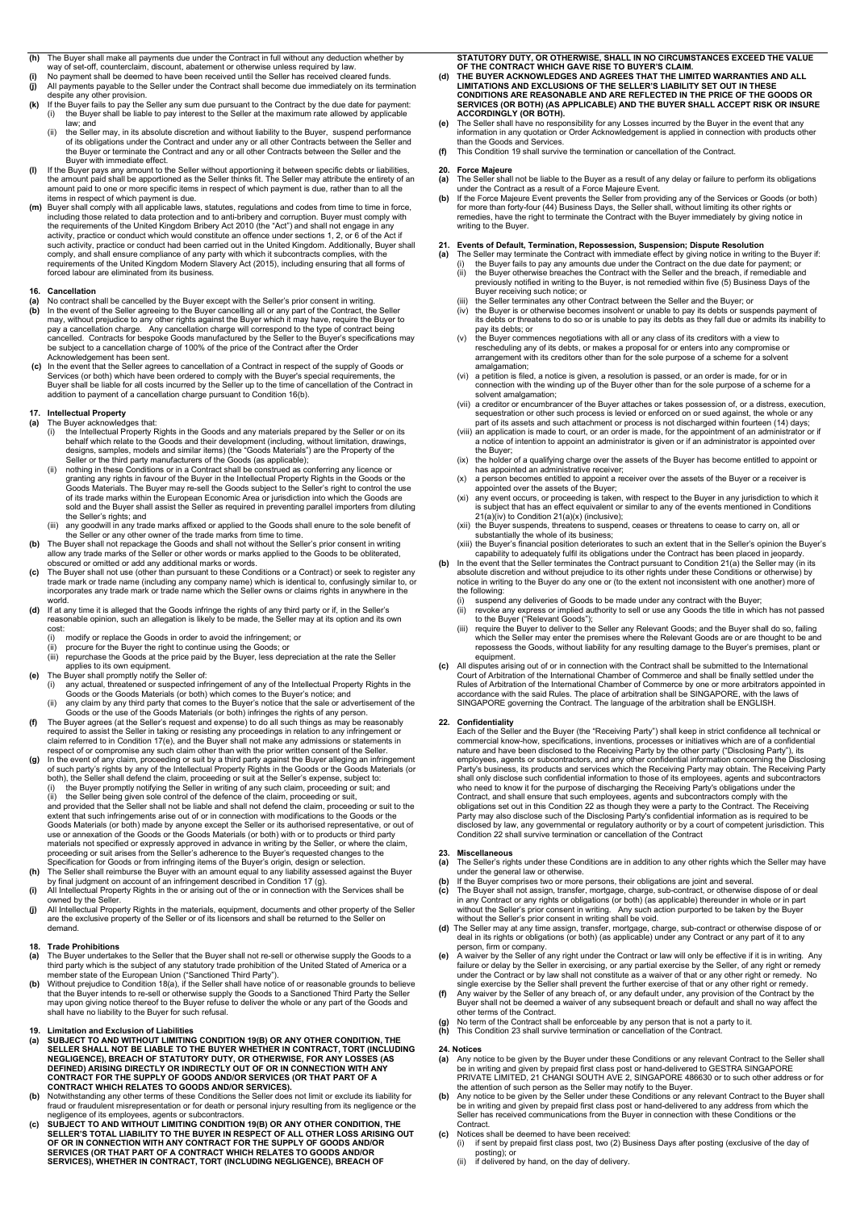- **(h)** The Buyer shall make all payments due under the Contract in full without any deduction whether by way of set-off, counterclaim, discount, abatement or otherwise unless required by law.
- **(i)** No payment shall be deemed to have been received until the Seller has received cleared funds.
- **(j)** All payments payable to the Seller under the Contract shall become due immediately on its termination despite any other provision.
- **(k)** If the Buyer fails to pay the Seller any sum due pursuant to the Contract by the due date for payment:
  - (i) the Buyer shall be liable to pay interest to the Seller at the maximum rate allowed by applicable law; and
  - (ii) the Seller may, in its absolute discretion and without liability to the Buyer, suspend performance of its obligations under the Contract and under any or all other Contracts between the Seller and the Buyer or terminate the Contract and any or all other Contracts between the Seller and the Buyer with immediate effect.
- **(l)** If the Buyer pays any amount to the Seller without apportioning it between specific debts or liabilities, the amount paid shall be apportioned as the Seller thinks fit. The Seller may attribute the entirety of an amount paid to one or more specific items in respect of which payment is due, rather than to all the items in respect of which payment is due.
- **(m)** Buyer shall comply with all applicable laws, statutes, regulations and codes from time to time in force, including those related to data protection and to anti-bribery and corruption. Buyer must comply with the requirements of the United Kingdom Bribery Act 2010 (the "Act") and shall not engage in any activity, practice or conduct which would constitute an offence under sections 1, 2, or 6 of the Act if such activity, practice or conduct had been carried out in the United Kingdom. Additionally, Buyer shall comply, and shall ensure compliance of any party with which it subcontracts complies, with the requirements of the United Kingdom Modern Slavery Act (2015), including ensuring that all forms of forced labour are eliminated from its business.

**16. Cancellation**

- **(a)** No contract shall be cancelled by the Buyer except with the Seller's prior consent in writing.
- **(b)** In the event of the Seller agreeing to the Buyer cancelling all or any part of the Contract, the Seller may, without prejudice to any other rights against the Buyer which it may have, require the Buyer to pay a cancellation charge. Any cancellation charge will correspond to the type of contract being cancelled. Contracts for bespoke Goods manufactured by the Seller to the Buyer's specifications may be subject to a cancellation charge of 100% of the price of the Contract after the Order Acknowledgement has been sent.
- **(c)** In the event that the Seller agrees to cancellation of a Contract in respect of the supply of Goods or Services (or both) which have been ordered to comply with the Buyer's special requirements, the Buyer shall be liable for all costs incurred by the Seller up to the time of cancellation of the Contract in addition to payment of a cancellation charge pursuant to Condition 16(b).

**17. Intellectual Property**

- **(a)** The Buyer acknowledges that:
  - (i) the Intellectual Property Rights in the Goods and any materials prepared by the Seller or on its behalf which relate to the Goods and their development (including, without limitation, drawings, designs, samples, models and similar items) (the "Goods Materials") are the Property of the Seller or the third party manufacturers of the Goods (as applicable);
  - (ii) nothing in these Conditions or in a Contract shall be construed as conferring any licence or granting any rights in favour of the Buyer in the Intellectual Property Rights in the Goods or the Goods Materials. The Buyer may re-sell the Goods subject to the Seller's right to control the use of its trade marks within the European Economic Area or jurisdiction into which the Goods are sold and the Buyer shall assist the Seller as required in preventing parallel importers from diluting the Seller's rights; and
  - (iii) any goodwill in any trade marks affixed or applied to the Goods shall enure to the sole benefit of the Seller or any other owner of the trade marks from time to time.
- **(b)** The Buyer shall not repackage the Goods and shall not without the Seller's prior consent in writing allow any trade marks of the Seller or other words or marks applied to the Goods to be obliterated, obscured or omitted or add any additional marks or words.
- **(c)** The Buyer shall not use (other than pursuant to these Conditions or a Contract) or seek to register any trade mark or trade name (including any company name) which is identical to, confusingly similar to, or incorporates any trade mark or trade name which the Seller owns or claims rights in anywhere in the world.
- **(d)** If at any time it is alleged that the Goods infringe the rights of any third party or if, in the Seller's reasonable opinion, such an allegation is likely to be made, the Seller may at its option and its own cost:
  - (i) modify or replace the Goods in order to avoid the infringement; or
  - (ii) procure for the Buyer the right to continue using the Goods; or
  - (iii) repurchase the Goods at the price paid by the Buyer, less depreciation at the rate the Seller applies to its own equipment.
- **(e)** The Buyer shall promptly notify the Seller of:
  - (i) any actual, threatened or suspected infringement of any of the Intellectual Property Rights in the Goods or the Goods Materials (or both) which comes to the Buyer's notice; and
  - (ii) any claim by any third party that comes to the Buyer's notice that the sale or advertisement of the Goods or the use of the Goods Materials (or both) infringes the rights of any person.
- **(f)** The Buyer agrees (at the Seller's request and expense) to do all such things as may be reasonably required to assist the Seller in taking or resisting any proceedings in relation to any infringement or claim referred to in Condition 17(e), and the Buyer shall not make any admissions or statements in respect of or compromise any such claim other than with the prior written consent of the Seller.
- **(g)** In the event of any claim, proceeding or suit by a third party against the Buyer alleging an infringement of such party's rights by any of the Intellectual Property Rights in the Goods or the Goods Materials (or both), the Seller shall defend the claim, proceeding or suit at the Seller's expense, subject to:
  - (i) the Buyer promptly notifying the Seller in writing of any such claim, proceeding or suit; and
  - (ii) the Seller being given sole control of the defence of the claim, proceeding or suit,

  and provided that the Seller shall not be liable and shall not defend the claim, proceeding or suit to the extent that such infringements arise out of or in connection with modifications to the Goods or the Goods Materials (or both) made by anyone except the Seller or its authorised representative, or out of use or annexation of the Goods or the Goods Materials (or both) with or to products or third party materials not specified or expressly approved in advance in writing by the Seller, or where the claim, proceeding or suit arises from the Seller's adherence to the Buyer's requested changes to the Specification for Goods or from infringing items of the Buyer's origin, design or selection.
- **(h)** The Seller shall reimburse the Buyer with an amount equal to any liability assessed against the Buyer by final judgment on account of an infringement described in Condition 17 (g).
- **(i)** All Intellectual Property Rights in the or arising out of the or in connection with the Services shall be owned by the Seller.
- **(j)** All Intellectual Property Rights in the materials, equipment, documents and other property of the Seller are the exclusive property of the Seller or of its licensors and shall be returned to the Seller on demand.

**18. Trade Prohibitions**

- **(a)** The Buyer undertakes to the Seller that the Buyer shall not re-sell or otherwise supply the Goods to a third party which is the subject of any statutory trade prohibition of the United Stated of America or a member state of the European Union ("Sanctioned Third Party").
- **(b)** Without prejudice to Condition 18(a), if the Seller shall have notice of or reasonable grounds to believe that the Buyer intends to re-sell or otherwise supply the Goods to a Sanctioned Third Party the Seller may upon giving notice thereof to the Buyer refuse to deliver the whole or any part of the Goods and shall have no liability to the Buyer for such refusal.

**19. Limitation and Exclusion of Liabilities**

- **(a)** SUBJECT TO AND WITHOUT LIMITING CONDITION 19(B) OR ANY OTHER CONDITION, THE SELLER SHALL NOT BE LIABLE TO THE BUYER WHETHER IN CONTRACT, TORT (INCLUDING NEGLIGENCE), BREACH OF STATUTORY DUTY, OR OTHERWISE, FOR ANY LOSSES (AS DEFINED) ARISING DIRECTLY OR INDIRECTLY OUT OF OR IN CONNECTION WITH ANY CONTRACT FOR THE SUPPLY OF GOODS AND/OR SERVICES (OR THAT PART OF A CONTRACT WHICH RELATES TO GOODS AND/OR SERVICES).
- **(b)** Notwithstanding any other terms of these Conditions the Seller does not limit or exclude its liability for fraud or fraudulent misrepresentation or for death or personal injury resulting from its negligence or the negligence of its employees, agents or subcontractors.
- **(c)** SUBJECT TO AND WITHOUT LIMITING CONDITION 19(B) OR ANY OTHER CONDITION, THE SELLER'S TOTAL LIABILITY TO THE BUYER IN RESPECT OF ALL OTHER LOSS ARISING OUT OF OR IN CONNECTION WITH ANY CONTRACT FOR THE SUPPLY OF GOODS AND/OR SERVICES (OR THAT PART OF A CONTRACT WHICH RELATES TO GOODS AND/OR SERVICES), WHETHER IN CONTRACT, TORT (INCLUDING NEGLIGENCE), BREACH OF STATUTORY DUTY, OR OTHERWISE, SHALL IN NO CIRCUMSTANCES EXCEED THE VALUE OF THE CONTRACT WHICH GAVE RISE TO BUYER'S CLAIM.
- **(d)** THE BUYER ACKNOWLEDGES AND AGREES THAT THE LIMITED WARRANTIES AND ALL LIMITATIONS AND EXCLUSIONS OF THE SELLER'S LIABILITY SET OUT IN THESE CONDITIONS ARE REASONABLE AND ARE REFLECTED IN THE PRICE OF THE GOODS OR SERVICES (OR BOTH) (AS APPLICABLE) AND THE BUYER SHALL ACCEPT RISK OR INSURE ACCORDINGLY (OR BOTH).
- **(e)** The Seller shall have no responsibility for any Losses incurred by the Buyer in the event that any information in any quotation or Order Acknowledgement is applied in connection with products other than the Goods and Services.
- **(f)** This Condition 19 shall survive the termination or cancellation of the Contract.

**20. Force Majeure**

- **(a)** The Seller shall not be liable to the Buyer as a result of any delay or failure to perform its obligations under the Contract as a result of a Force Majeure Event.
- **(b)** If the Force Majeure Event prevents the Seller from providing any of the Services or Goods (or both) for more than forty-four (44) Business Days, the Seller shall, without limiting its other rights or remedies, have the right to terminate the Contract with the Buyer immediately by giving notice in writing to the Buyer.

**21. Events of Default, Termination, Repossession, Suspension; Dispute Resolution**

- **(a)** The Seller may terminate the Contract with immediate effect by giving notice in writing to the Buyer if:
  - (i) the Buyer fails to pay any amounts due under the Contract on the due date for payment; or
  - (ii) the Buyer otherwise breaches the Contract with the Seller and the breach, if remediable and previously notified in writing to the Buyer, is not remedied within five (5) Business Days of the Buyer receiving such notice; or
  - (iii) the Seller terminates any other Contract between the Seller and the Buyer; or
  - (iv) the Buyer is or otherwise becomes insolvent or unable to pay its debts or suspends payment of its debts or threatens to do so or is unable to pay its debts as they fall due or admits its inability to pay its debts; or
  - (v) the Buyer commences negotiations with all or any class of its creditors with a view to rescheduling any of its debts, or makes a proposal for or enters into any compromise or arrangement with its creditors other than for the sole purpose of a scheme for a solvent amalgamation;
  - (vi) a petition is filed, a notice is given, a resolution is passed, or an order is made, for or in connection with the winding up of the Buyer other than for the sole purpose of a scheme for a solvent amalgamation;
  - (vii) a creditor or encumbrancer of the Buyer attaches or takes possession of, or a distress, execution, sequestration or other such process is levied or enforced on or sued against, the whole or any part of its assets and such attachment or process is not discharged within fourteen (14) days;
  - (viii) an application is made to court, or an order is made, for the appointment of an administrator or if a notice of intention to appoint an administrator is given or if an administrator is appointed over the Buyer;
  - (ix) the holder of a qualifying charge over the assets of the Buyer has become entitled to appoint or has appointed an administrative receiver;
  - (x) a person becomes entitled to appoint a receiver over the assets of the Buyer or a receiver is appointed over the assets of the Buyer;
  - (xi) any event occurs, or proceeding is taken, with respect to the Buyer in any jurisdiction to which it is subject that has an effect equivalent or similar to any of the events mentioned in Conditions 21(a)(iv) to Condition 21(a)(x) (inclusive);
  - (xii) the Buyer suspends, threatens to suspend, ceases or threatens to cease to carry on, all or substantially the whole of its business;
  - (xiii) the Buyer's financial position deteriorates to such an extent that in the Seller's opinion the Buyer's capability to adequately fulfil its obligations under the Contract has been placed in jeopardy.
- **(b)** In the event that the Seller terminates the Contract pursuant to Condition 21(a) the Seller may (in its absolute discretion and without prejudice to its other rights under these Conditions or otherwise) by notice in writing to the Buyer do any one or (to the extent not inconsistent with one another) more of the following:
  - (i) suspend any deliveries of Goods to be made under any contract with the Buyer;
  - (ii) revoke any express or implied authority to sell or use any Goods the title in which has not passed to the Buyer ("Relevant Goods");
  - (iii) require the Buyer to deliver to the Seller any Relevant Goods; and the Buyer shall do so, failing which the Seller may enter the premises where the Relevant Goods are or are thought to be and repossess the Goods, without liability for any resulting damage to the Buyer's premises, plant or equipment.
- **(c)** All disputes arising out of or in connection with the Contract shall be submitted to the International Court of Arbitration of the International Chamber of Commerce and shall be finally settled under the Rules of Arbitration of the International Chamber of Commerce by one or more arbitrators appointed in accordance with the said Rules. The place of arbitration shall be SINGAPORE, with the laws of SINGAPORE governing the Contract. The language of the arbitration shall be ENGLISH.

**22. Confidentiality**

Each of the Seller and the Buyer (the "Receiving Party") shall keep in strict confidence all technical or commercial know-how, specifications, inventions, processes or initiatives which are of a confidential nature and have been disclosed to the Receiving Party by the other party ("Disclosing Party"), its employees, agents or subcontractors, and any other confidential information concerning the Disclosing Party's business, its products and services which the Receiving Party may obtain. The Receiving Party shall only disclose such confidential information to those of its employees, agents and subcontractors who need to know it for the purpose of discharging the Receiving Party's obligations under the Contract, and shall ensure that such employees, agents and subcontractors comply with the obligations set out in this Condition 22 as though they were a party to the Contract. The Receiving Party may also disclose such of the Disclosing Party's confidential information as is required to be disclosed by law, any governmental or regulatory authority or by a court of competent jurisdiction. This Condition 22 shall survive termination or cancellation of the Contract

**23. Miscellaneous**

- **(a)** The Seller's rights under these Conditions are in addition to any other rights which the Seller may have under the general law or otherwise.
- **(b)** If the Buyer comprises two or more persons, their obligations are joint and several.
- **(c)** The Buyer shall not assign, transfer, mortgage, charge, sub-contract, or otherwise dispose of or deal in any Contract or any rights or obligations (or both) (as applicable) thereunder in whole or in part without the Seller's prior consent in writing. Any such action purported to be taken by the Buyer without the Seller's prior consent in writing shall be void.
- **(d)** The Seller may at any time assign, transfer, mortgage, charge, sub-contract or otherwise dispose of or deal in its rights or obligations (or both) (as applicable) under any Contract or any part of it to any person, firm or company.
- **(e)** A waiver by the Seller of any right under the Contract or law will only be effective if it is in writing. Any failure or delay by the Seller in exercising, or any partial exercise by the Seller, of any right or remedy under the Contract or by law shall not constitute as a waiver of that or any other right or remedy. No single exercise by the Seller shall prevent the further exercise of that or any other right or remedy.
- **(f)** Any waiver by the Seller of any breach of, or any default under, any provision of the Contract by the Buyer shall not be deemed a waiver of any subsequent breach or default and shall no way affect the other terms of the Contract.
- **(g)** No term of the Contract shall be enforceable by any person that is not a party to it.
- **(h)** This Condition 23 shall survive termination or cancellation of the Contract.

**24. Notices**

- **(a)** Any notice to be given by the Buyer under these Conditions or any relevant Contract to the Seller shall be in writing and given by prepaid first class post or hand-delivered to GESTRA SINGAPORE PRIVATE LIMITED, 21 CHANGI SOUTH AVE 2, SINGAPORE 486630 or to such other address or for the attention of such person as the Seller may notify to the Buyer.
- **(b)** Any notice to be given by the Seller under these Conditions or any relevant Contract to the Buyer shall be in writing and given by prepaid first class post or hand-delivered to any address from which the Seller has received communications from the Buyer in connection with these Conditions or the Contract.
- **(c)** Notices shall be deemed to have been received:
  - (i) if sent by prepaid first class post, two (2) Business Days after posting (exclusive of the day of posting); or
  - (ii) if delivered by hand, on the day of delivery.